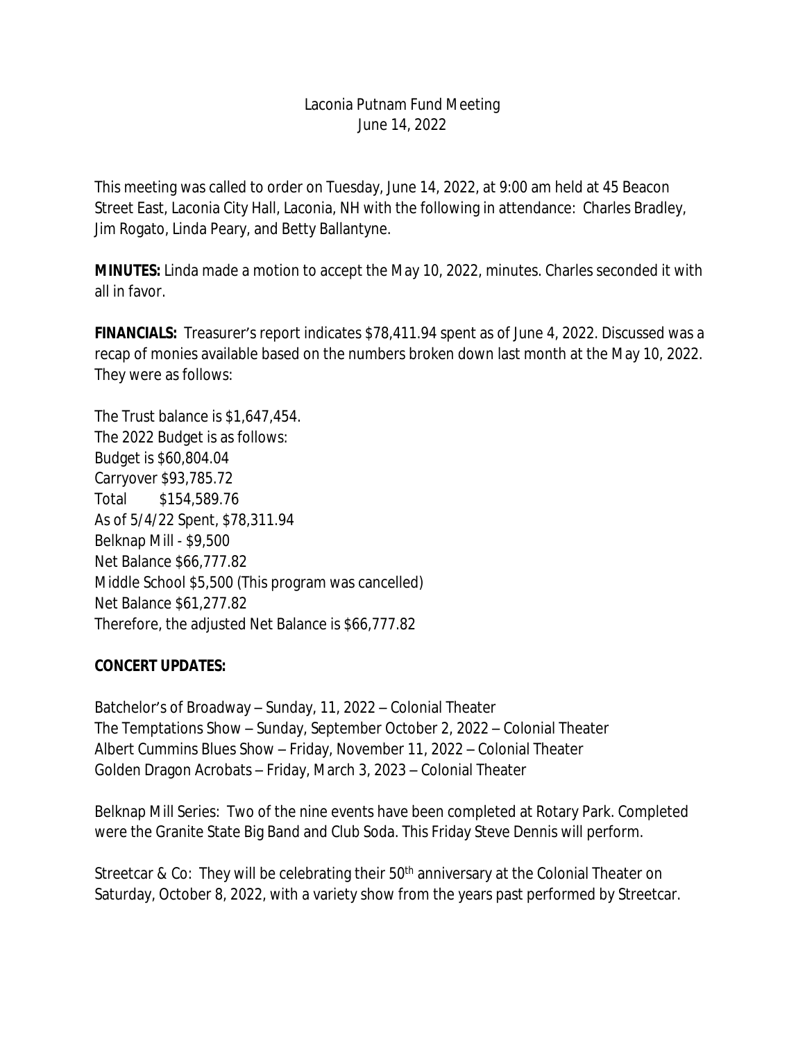Laconia Putnam Fund Meeting
June 14, 2022

This meeting was called to order on Tuesday, June 14, 2022, at 9:00 am held at 45 Beacon Street East, Laconia City Hall, Laconia, NH with the following in attendance: Charles Bradley, Jim Rogato, Linda Peary, and Betty Ballantyne.

**MINUTES:** Linda made a motion to accept the May 10, 2022, minutes. Charles seconded it with all in favor.

**FINANCIALS:** Treasurer's report indicates $78,411.94 spent as of June 4, 2022. Discussed was a recap of monies available based on the numbers broken down last month at the May 10, 2022. They were as follows:

The Trust balance is $1,647,454.
The 2022 Budget is as follows:
Budget is $60,804.04
Carryover $93,785.72
Total $154,589.76
As of 5/4/22 Spent, $78,311.94
Belknap Mill - $9,500
Net Balance $66,777.82
Middle School $5,500 (This program was cancelled)
Net Balance $61,277.82
Therefore, the adjusted Net Balance is $66,777.82

**CONCERT UPDATES:**

Batchelor's of Broadway – Sunday, 11, 2022 – Colonial Theater
The Temptations Show – Sunday, September October 2, 2022 – Colonial Theater
Albert Cummins Blues Show – Friday, November 11, 2022 – Colonial Theater
Golden Dragon Acrobats – Friday, March 3, 2023 – Colonial Theater

Belknap Mill Series: Two of the nine events have been completed at Rotary Park. Completed were the Granite State Big Band and Club Soda. This Friday Steve Dennis will perform.

Streetcar & Co: They will be celebrating their 50th anniversary at the Colonial Theater on Saturday, October 8, 2022, with a variety show from the years past performed by Streetcar.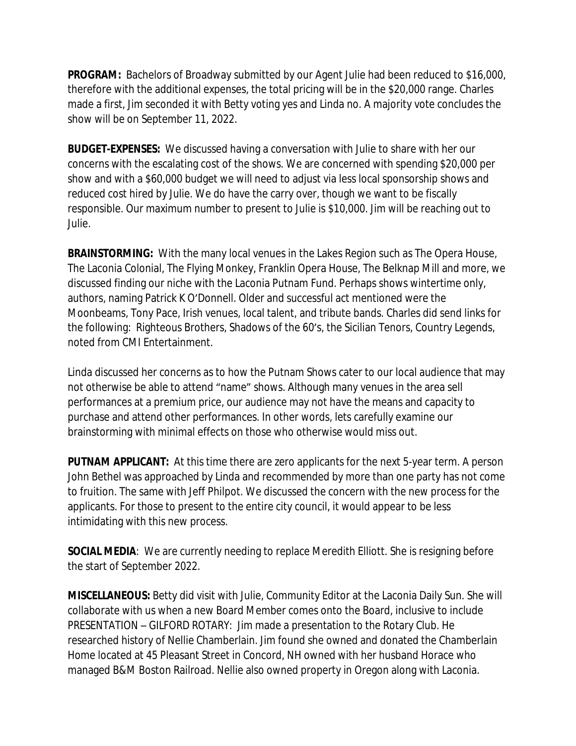**PROGRAM:** Bachelors of Broadway submitted by our Agent Julie had been reduced to $16,000, therefore with the additional expenses, the total pricing will be in the $20,000 range. Charles made a first, Jim seconded it with Betty voting yes and Linda no. A majority vote concludes the show will be on September 11, 2022.

**BUDGET-EXPENSES:** We discussed having a conversation with Julie to share with her our concerns with the escalating cost of the shows. We are concerned with spending $20,000 per show and with a $60,000 budget we will need to adjust via less local sponsorship shows and reduced cost hired by Julie. We do have the carry over, though we want to be fiscally responsible. Our maximum number to present to Julie is $10,000. Jim will be reaching out to Julie.

**BRAINSTORMING:** With the many local venues in the Lakes Region such as The Opera House, The Laconia Colonial, The Flying Monkey, Franklin Opera House, The Belknap Mill and more, we discussed finding our niche with the Laconia Putnam Fund. Perhaps shows wintertime only, authors, naming Patrick K O'Donnell. Older and successful act mentioned were the Moonbeams, Tony Pace, Irish venues, local talent, and tribute bands. Charles did send links for the following: Righteous Brothers, Shadows of the 60's, the Sicilian Tenors, Country Legends, noted from CMI Entertainment.

Linda discussed her concerns as to how the Putnam Shows cater to our local audience that may not otherwise be able to attend "name" shows. Although many venues in the area sell performances at a premium price, our audience may not have the means and capacity to purchase and attend other performances. In other words, lets carefully examine our brainstorming with minimal effects on those who otherwise would miss out.

**PUTNAM APPLICANT:** At this time there are zero applicants for the next 5-year term. A person John Bethel was approached by Linda and recommended by more than one party has not come to fruition. The same with Jeff Philpot. We discussed the concern with the new process for the applicants. For those to present to the entire city council, it would appear to be less intimidating with this new process.

**SOCIAL MEDIA**: We are currently needing to replace Meredith Elliott. She is resigning before the start of September 2022.

**MISCELLANEOUS:** Betty did visit with Julie, Community Editor at the Laconia Daily Sun. She will collaborate with us when a new Board Member comes onto the Board, inclusive to include PRESENTATION – GILFORD ROTARY: Jim made a presentation to the Rotary Club. He researched history of Nellie Chamberlain. Jim found she owned and donated the Chamberlain Home located at 45 Pleasant Street in Concord, NH owned with her husband Horace who managed B&M Boston Railroad. Nellie also owned property in Oregon along with Laconia.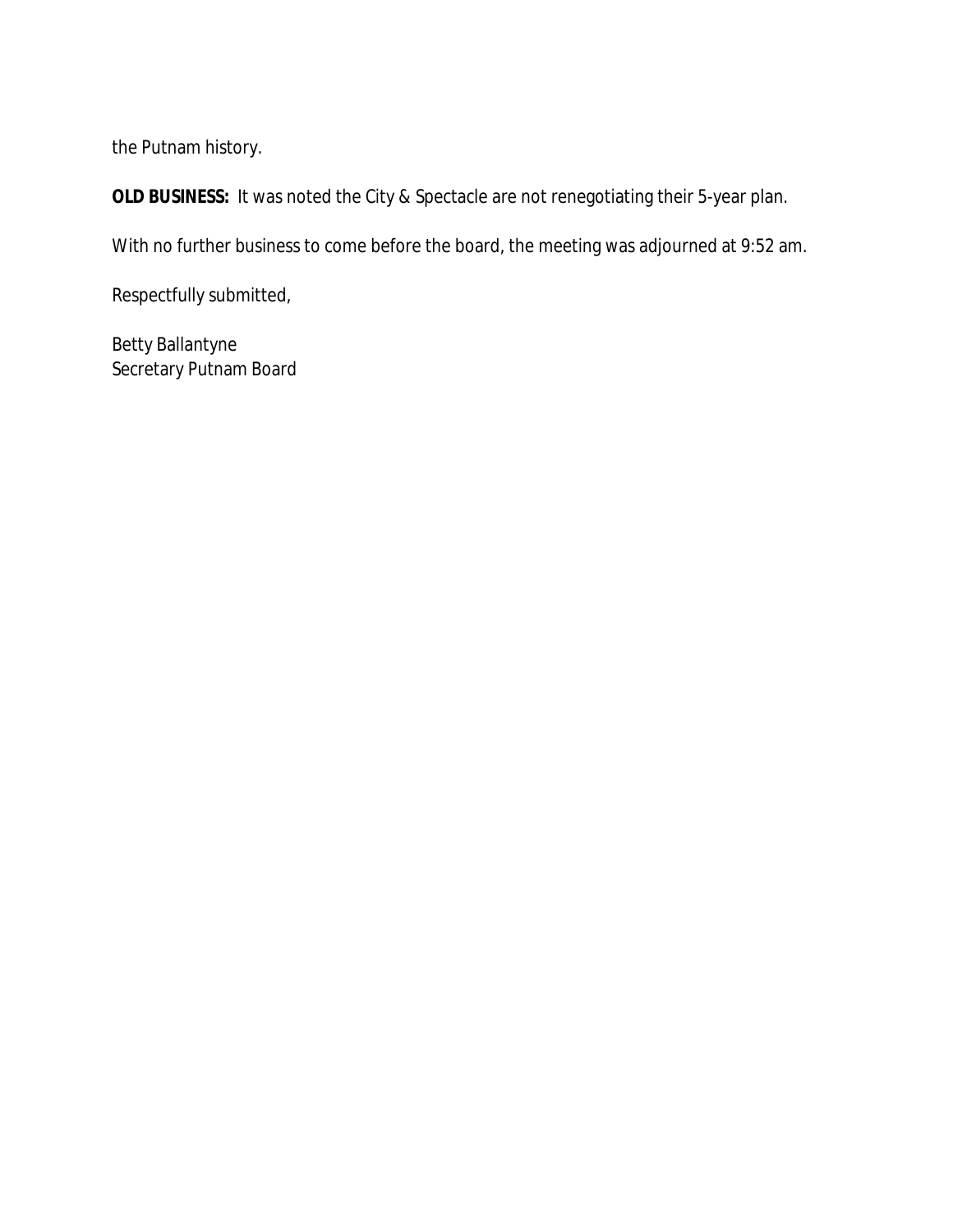the Putnam history.

**OLD BUSINESS:** It was noted the City & Spectacle are not renegotiating their 5-year plan.

With no further business to come before the board, the meeting was adjourned at 9:52 am.

Respectfully submitted,

Betty Ballantyne
Secretary Putnam Board